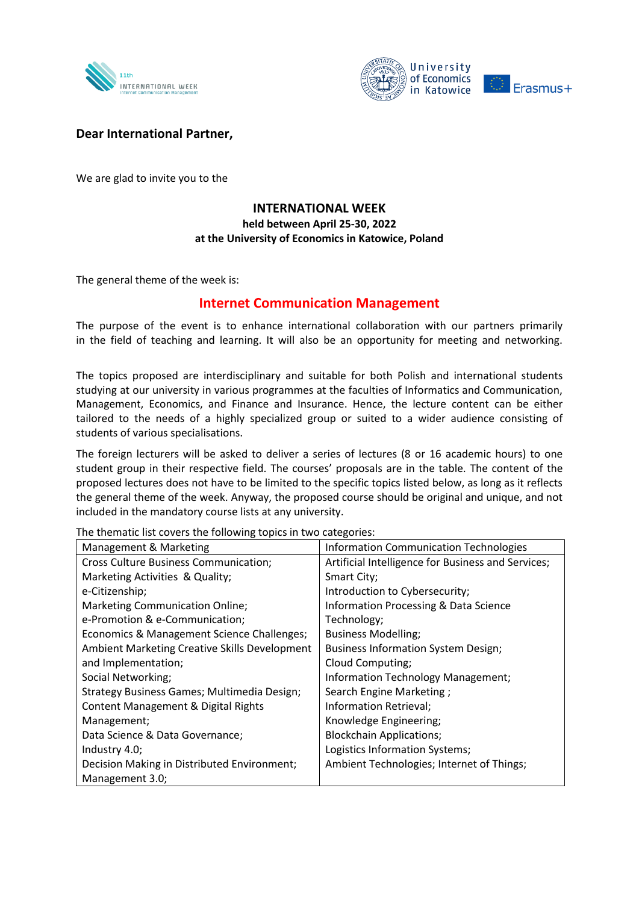**Dear International Partner,**

We are glad to invite you to the

**INTERNATIONAL WEEK**
**held between April 25-30, 2022**
**at the University of Economics in Katowice, Poland**

The general theme of the week is:

## Internet Communication Management

The purpose of the event is to enhance international collaboration with our partners primarily in the field of teaching and learning. It will also be an opportunity for meeting and networking.

The topics proposed are interdisciplinary and suitable for both Polish and international students studying at our university in various programmes at the faculties of Informatics and Communication, Management, Economics, and Finance and Insurance. Hence, the lecture content can be either tailored to the needs of a highly specialized group or suited to a wider audience consisting of students of various specialisations.

The foreign lecturers will be asked to deliver a series of lectures (8 or 16 academic hours) to one student group in their respective field. The courses' proposals are in the table. The content of the proposed lectures does not have to be limited to the specific topics listed below, as long as it reflects the general theme of the week. Anyway, the proposed course should be original and unique, and not included in the mandatory course lists at any university.

The thematic list covers the following topics in two categories:

| Management & Marketing | Information Communication Technologies |
|---|---|
| Cross Culture Business Communication; Marketing Activities & Quality; e-Citizenship; Marketing Communication Online; e-Promotion & e-Communication; Economics & Management Science Challenges; Ambient Marketing Creative Skills Development and Implementation; Social Networking; Strategy Business Games; Multimedia Design; Content Management & Digital Rights Management; Data Science & Data Governance; Industry 4.0; Decision Making in Distributed Environment; Management 3.0; | Artificial Intelligence for Business and Services; Smart City; Introduction to Cybersecurity; Information Processing & Data Science Technology; Business Modelling; Business Information System Design; Cloud Computing; Information Technology Management; Search Engine Marketing ; Information Retrieval; Knowledge Engineering; Blockchain Applications; Logistics Information Systems; Ambient Technologies; Internet of Things; |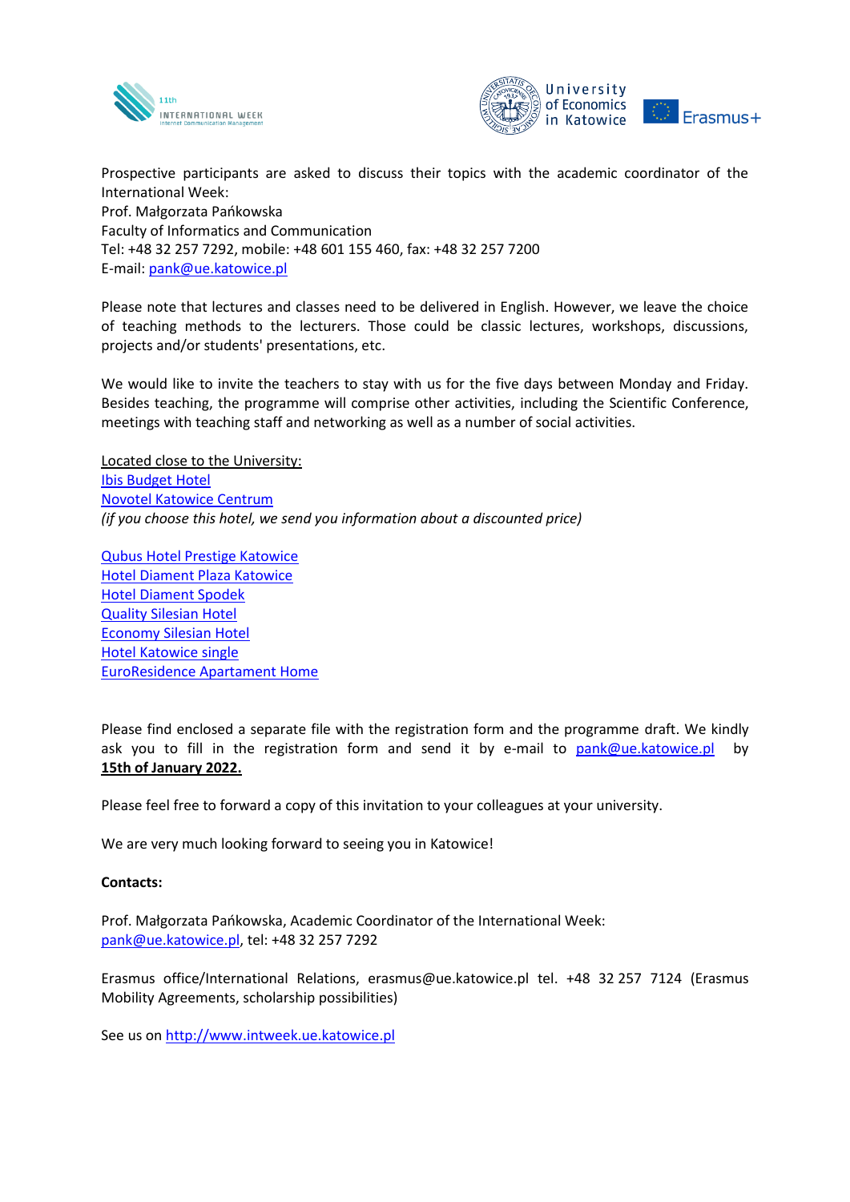Prospective participants are asked to discuss their topics with the academic coordinator of the International Week:
Prof. Małgorzata Pańkowska
Faculty of Informatics and Communication
Tel: +48 32 257 7292, mobile: +48 601 155 460, fax: +48 32 257 7200
E-mail: pank@ue.katowice.pl

Please note that lectures and classes need to be delivered in English. However, we leave the choice of teaching methods to the lecturers. Those could be classic lectures, workshops, discussions, projects and/or students' presentations, etc.

We would like to invite the teachers to stay with us for the five days between Monday and Friday. Besides teaching, the programme will comprise other activities, including the Scientific Conference, meetings with teaching staff and networking as well as a number of social activities.

Located close to the University:
Ibis Budget Hotel
Novotel Katowice Centrum
*(if you choose this hotel, we send you information about a discounted price)*

Qubus Hotel Prestige Katowice
Hotel Diament Plaza Katowice
Hotel Diament Spodek
Quality Silesian Hotel
Economy Silesian Hotel
Hotel Katowice single
EuroResidence Apartament Home

Please find enclosed a separate file with the registration form and the programme draft. We kindly ask you to fill in the registration form and send it by e-mail to pank@ue.katowice.pl by **15th of January 2022.**

Please feel free to forward a copy of this invitation to your colleagues at your university.

We are very much looking forward to seeing you in Katowice!

**Contacts:**

Prof. Małgorzata Pańkowska, Academic Coordinator of the International Week:
pank@ue.katowice.pl, tel: +48 32 257 7292

Erasmus office/International Relations, erasmus@ue.katowice.pl tel. +48 32 257 7124 (Erasmus Mobility Agreements, scholarship possibilities)

See us on http://www.intweek.ue.katowice.pl